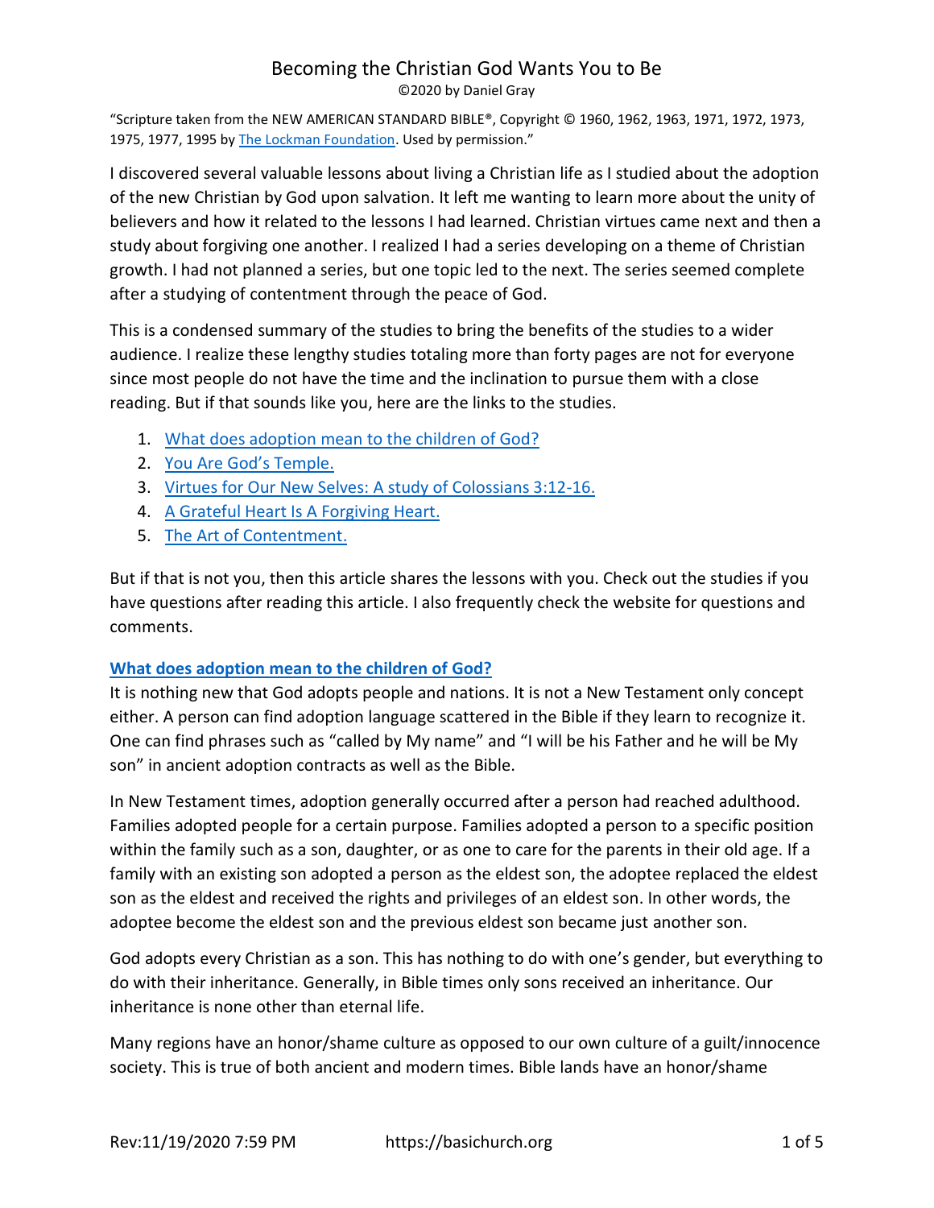# Becoming the Christian God Wants You to Be

©2020 by Daniel Gray

"Scripture taken from the NEW AMERICAN STANDARD BIBLE®, Copyright © 1960, 1962, 1963, 1971, 1972, 1973, 1975, 1977, 1995 by The Lockman Foundation. Used by permission."

I discovered several valuable lessons about living a Christian life as I studied about the adoption of the new Christian by God upon salvation. It left me wanting to learn more about the unity of believers and how it related to the lessons I had learned. Christian virtues came next and then a study about forgiving one another. I realized I had a series developing on a theme of Christian growth. I had not planned a series, but one topic led to the next. The series seemed complete after a studying of contentment through the peace of God.

This is a condensed summary of the studies to bring the benefits of the studies to a wider audience. I realize these lengthy studies totaling more than forty pages are not for everyone since most people do not have the time and the inclination to pursue them with a close reading. But if that sounds like you, here are the links to the studies.

1. What does adoption mean to the children of God?
2. You Are God's Temple.
3. Virtues for Our New Selves: A study of Colossians 3:12-16.
4. A Grateful Heart Is A Forgiving Heart.
5. The Art of Contentment.

But if that is not you, then this article shares the lessons with you. Check out the studies if you have questions after reading this article. I also frequently check the website for questions and comments.

## What does adoption mean to the children of God?

It is nothing new that God adopts people and nations. It is not a New Testament only concept either. A person can find adoption language scattered in the Bible if they learn to recognize it. One can find phrases such as "called by My name" and "I will be his Father and he will be My son" in ancient adoption contracts as well as the Bible.

In New Testament times, adoption generally occurred after a person had reached adulthood. Families adopted people for a certain purpose. Families adopted a person to a specific position within the family such as a son, daughter, or as one to care for the parents in their old age. If a family with an existing son adopted a person as the eldest son, the adoptee replaced the eldest son as the eldest and received the rights and privileges of an eldest son. In other words, the adoptee become the eldest son and the previous eldest son became just another son.

God adopts every Christian as a son. This has nothing to do with one's gender, but everything to do with their inheritance. Generally, in Bible times only sons received an inheritance. Our inheritance is none other than eternal life.

Many regions have an honor/shame culture as opposed to our own culture of a guilt/innocence society. This is true of both ancient and modern times. Bible lands have an honor/shame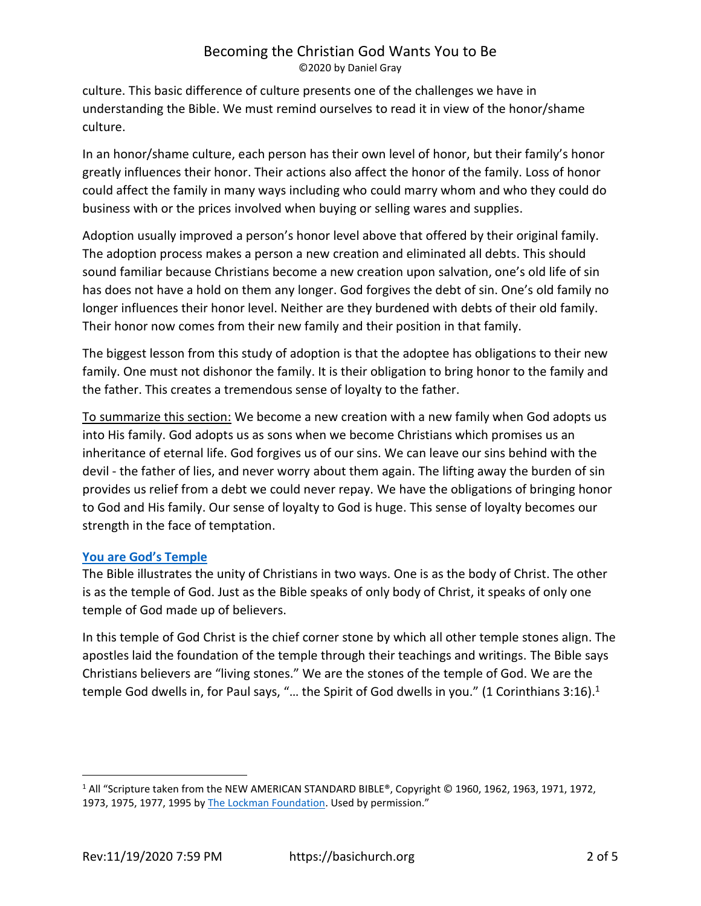culture. This basic difference of culture presents one of the challenges we have in understanding the Bible. We must remind ourselves to read it in view of the honor/shame culture.

In an honor/shame culture, each person has their own level of honor, but their family's honor greatly influences their honor. Their actions also affect the honor of the family. Loss of honor could affect the family in many ways including who could marry whom and who they could do business with or the prices involved when buying or selling wares and supplies.

Adoption usually improved a person's honor level above that offered by their original family. The adoption process makes a person a new creation and eliminated all debts. This should sound familiar because Christians become a new creation upon salvation, one's old life of sin has does not have a hold on them any longer. God forgives the debt of sin. One's old family no longer influences their honor level. Neither are they burdened with debts of their old family. Their honor now comes from their new family and their position in that family.

The biggest lesson from this study of adoption is that the adoptee has obligations to their new family. One must not dishonor the family. It is their obligation to bring honor to the family and the father. This creates a tremendous sense of loyalty to the father.

To summarize this section: We become a new creation with a new family when God adopts us into His family. God adopts us as sons when we become Christians which promises us an inheritance of eternal life. God forgives us of our sins. We can leave our sins behind with the devil - the father of lies, and never worry about them again. The lifting away the burden of sin provides us relief from a debt we could never repay. We have the obligations of bringing honor to God and His family. Our sense of loyalty to God is huge. This sense of loyalty becomes our strength in the face of temptation.

## You are God's Temple

The Bible illustrates the unity of Christians in two ways. One is as the body of Christ. The other is as the temple of God. Just as the Bible speaks of only body of Christ, it speaks of only one temple of God made up of believers.

In this temple of God Christ is the chief corner stone by which all other temple stones align. The apostles laid the foundation of the temple through their teachings and writings. The Bible says Christians believers are "living stones." We are the stones of the temple of God. We are the temple God dwells in, for Paul says, "… the Spirit of God dwells in you." (1 Corinthians 3:16).[1]

---

[1] All "Scripture taken from the NEW AMERICAN STANDARD BIBLE®, Copyright © 1960, 1962, 1963, 1971, 1972, 1973, 1975, 1977, 1995 by The Lockman Foundation. Used by permission."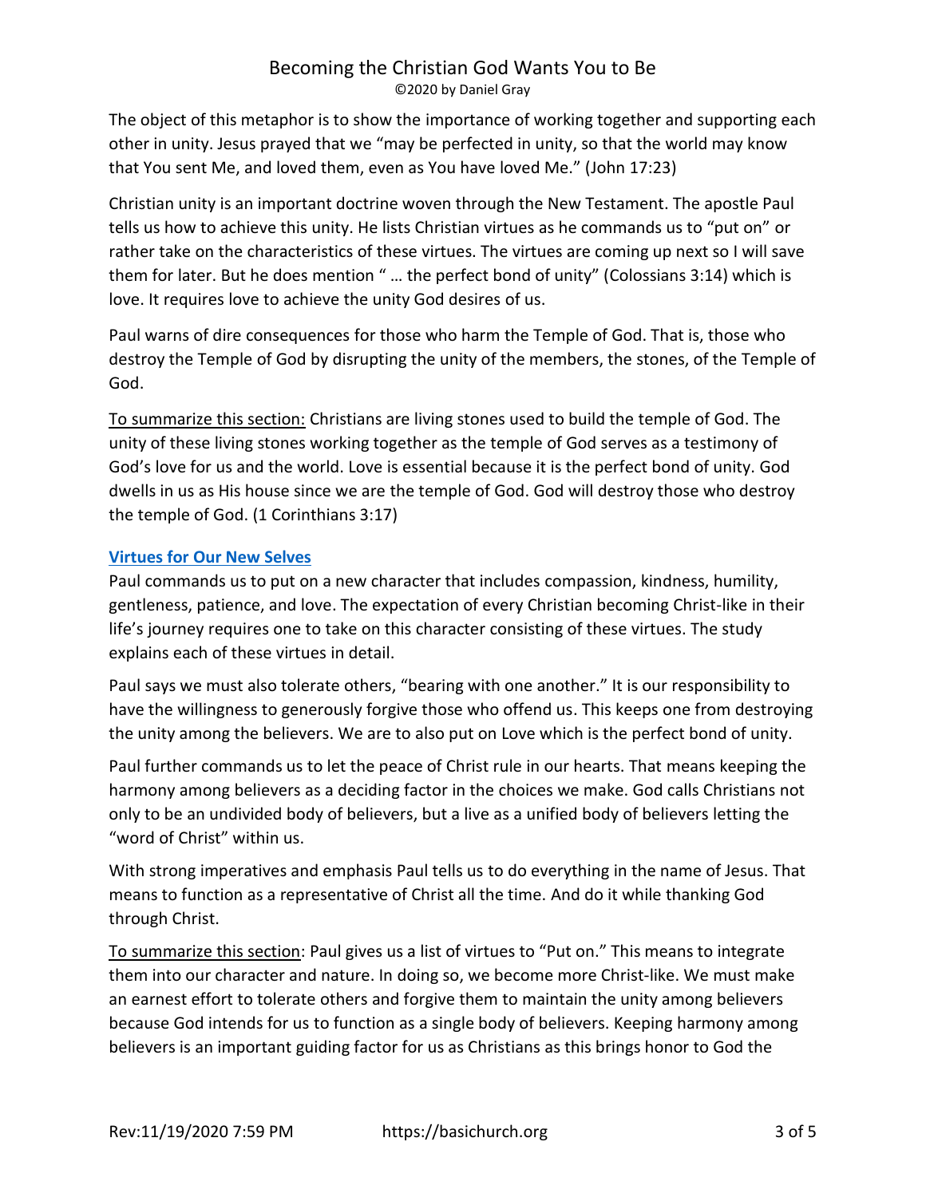The object of this metaphor is to show the importance of working together and supporting each other in unity. Jesus prayed that we "may be perfected in unity, so that the world may know that You sent Me, and loved them, even as You have loved Me." (John 17:23)

Christian unity is an important doctrine woven through the New Testament. The apostle Paul tells us how to achieve this unity. He lists Christian virtues as he commands us to "put on" or rather take on the characteristics of these virtues. The virtues are coming up next so I will save them for later. But he does mention " … the perfect bond of unity" (Colossians 3:14) which is love. It requires love to achieve the unity God desires of us.

Paul warns of dire consequences for those who harm the Temple of God. That is, those who destroy the Temple of God by disrupting the unity of the members, the stones, of the Temple of God.

<u>To summarize this section:</u> Christians are living stones used to build the temple of God. The unity of these living stones working together as the temple of God serves as a testimony of God's love for us and the world. Love is essential because it is the perfect bond of unity. God dwells in us as His house since we are the temple of God. God will destroy those who destroy the temple of God. (1 Corinthians 3:17)

## Virtues for Our New Selves

Paul commands us to put on a new character that includes compassion, kindness, humility, gentleness, patience, and love. The expectation of every Christian becoming Christ-like in their life's journey requires one to take on this character consisting of these virtues. The study explains each of these virtues in detail.

Paul says we must also tolerate others, "bearing with one another." It is our responsibility to have the willingness to generously forgive those who offend us. This keeps one from destroying the unity among the believers. We are to also put on Love which is the perfect bond of unity.

Paul further commands us to let the peace of Christ rule in our hearts. That means keeping the harmony among believers as a deciding factor in the choices we make. God calls Christians not only to be an undivided body of believers, but a live as a unified body of believers letting the "word of Christ" within us.

With strong imperatives and emphasis Paul tells us to do everything in the name of Jesus. That means to function as a representative of Christ all the time. And do it while thanking God through Christ.

<u>To summarize this section</u>: Paul gives us a list of virtues to "Put on." This means to integrate them into our character and nature. In doing so, we become more Christ-like. We must make an earnest effort to tolerate others and forgive them to maintain the unity among believers because God intends for us to function as a single body of believers. Keeping harmony among believers is an important guiding factor for us as Christians as this brings honor to God the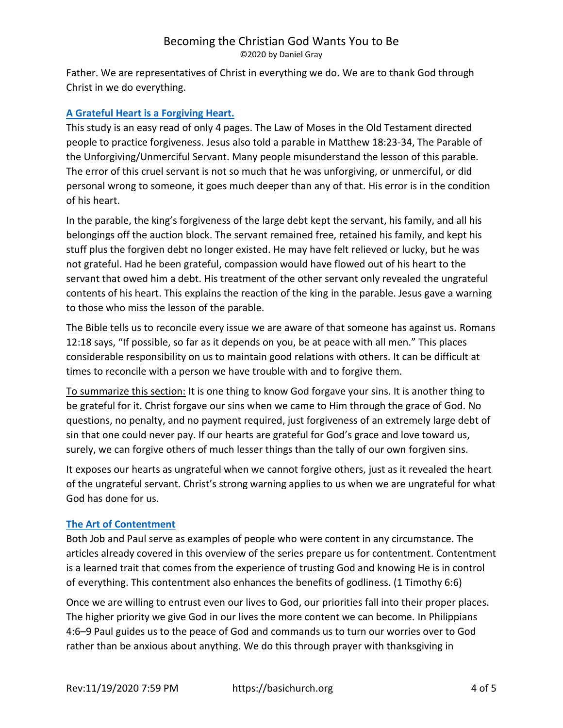Father. We are representatives of Christ in everything we do. We are to thank God through Christ in we do everything.

### A Grateful Heart is a Forgiving Heart.

This study is an easy read of only 4 pages. The Law of Moses in the Old Testament directed people to practice forgiveness. Jesus also told a parable in Matthew 18:23-34, The Parable of the Unforgiving/Unmerciful Servant. Many people misunderstand the lesson of this parable. The error of this cruel servant is not so much that he was unforgiving, or unmerciful, or did personal wrong to someone, it goes much deeper than any of that. His error is in the condition of his heart.

In the parable, the king's forgiveness of the large debt kept the servant, his family, and all his belongings off the auction block. The servant remained free, retained his family, and kept his stuff plus the forgiven debt no longer existed. He may have felt relieved or lucky, but he was not grateful. Had he been grateful, compassion would have flowed out of his heart to the servant that owed him a debt. His treatment of the other servant only revealed the ungrateful contents of his heart. This explains the reaction of the king in the parable. Jesus gave a warning to those who miss the lesson of the parable.

The Bible tells us to reconcile every issue we are aware of that someone has against us. Romans 12:18 says, "If possible, so far as it depends on you, be at peace with all men." This places considerable responsibility on us to maintain good relations with others. It can be difficult at times to reconcile with a person we have trouble with and to forgive them.

<u>To summarize this section:</u> It is one thing to know God forgave your sins. It is another thing to be grateful for it. Christ forgave our sins when we came to Him through the grace of God. No questions, no penalty, and no payment required, just forgiveness of an extremely large debt of sin that one could never pay. If our hearts are grateful for God's grace and love toward us, surely, we can forgive others of much lesser things than the tally of our own forgiven sins.

It exposes our hearts as ungrateful when we cannot forgive others, just as it revealed the heart of the ungrateful servant. Christ's strong warning applies to us when we are ungrateful for what God has done for us.

### The Art of Contentment

Both Job and Paul serve as examples of people who were content in any circumstance. The articles already covered in this overview of the series prepare us for contentment. Contentment is a learned trait that comes from the experience of trusting God and knowing He is in control of everything. This contentment also enhances the benefits of godliness. (1 Timothy 6:6)

Once we are willing to entrust even our lives to God, our priorities fall into their proper places. The higher priority we give God in our lives the more content we can become. In Philippians 4:6–9 Paul guides us to the peace of God and commands us to turn our worries over to God rather than be anxious about anything. We do this through prayer with thanksgiving in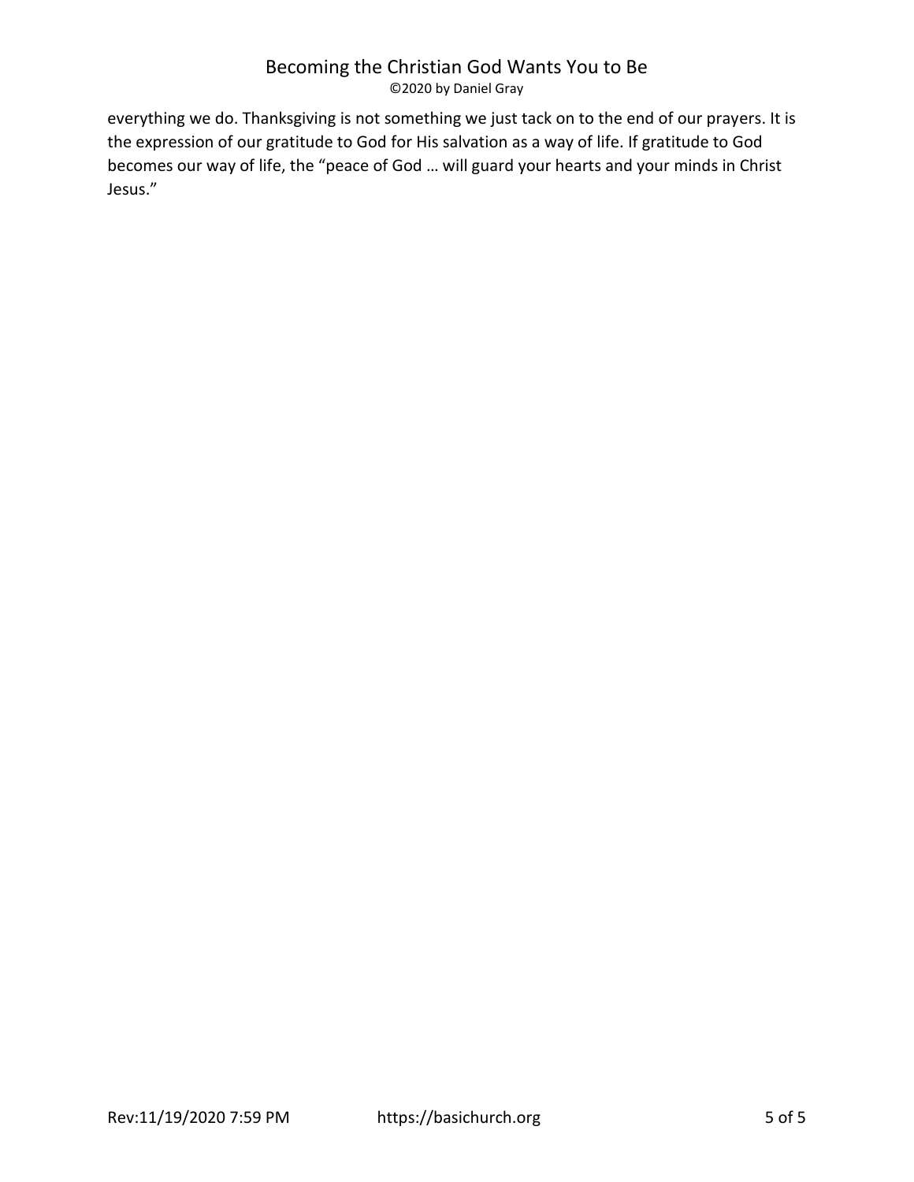everything we do. Thanksgiving is not something we just tack on to the end of our prayers. It is the expression of our gratitude to God for His salvation as a way of life. If gratitude to God becomes our way of life, the “peace of God … will guard your hearts and your minds in Christ Jesus.”